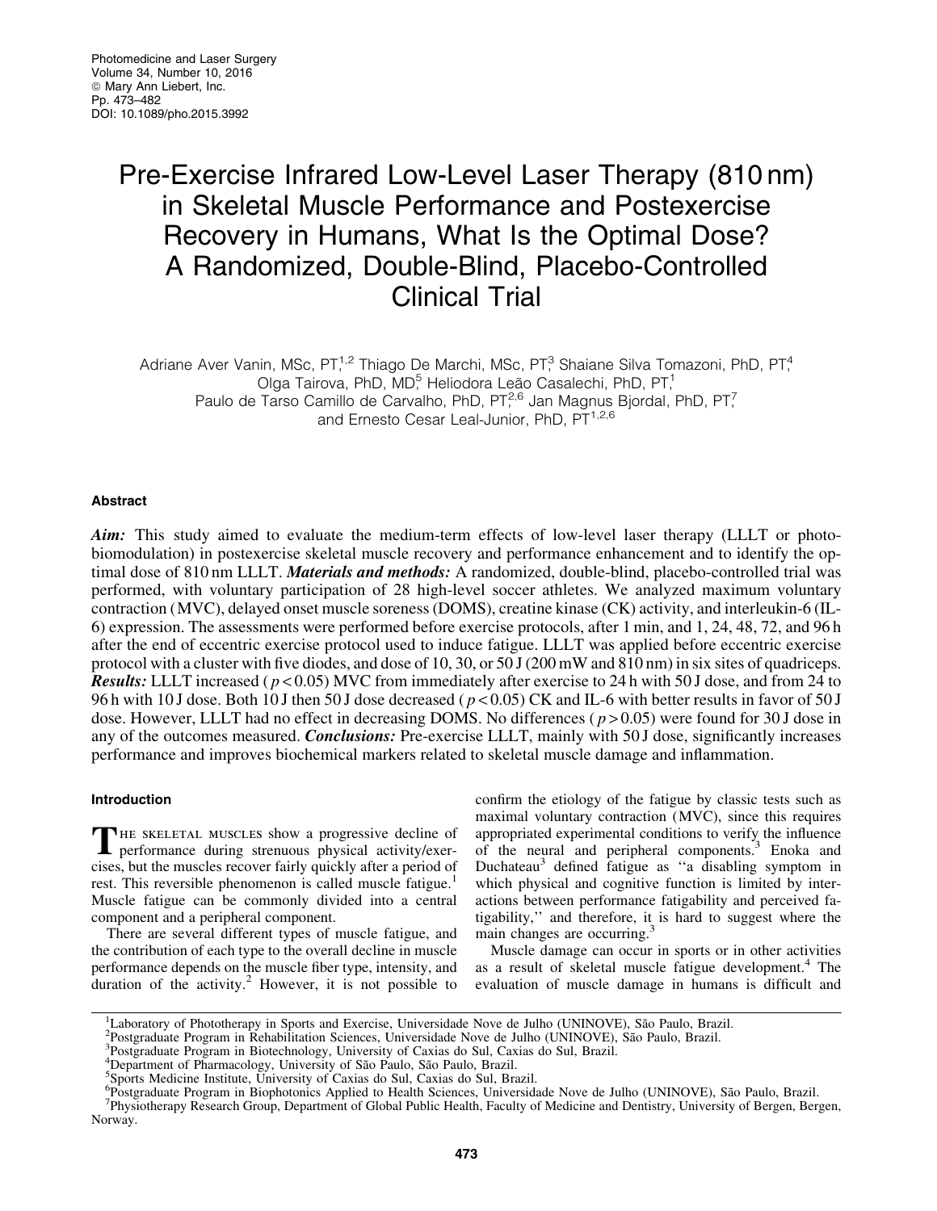# Pre-Exercise Infrared Low-Level Laser Therapy (810 nm) in Skeletal Muscle Performance and Postexercise Recovery in Humans, What Is the Optimal Dose? A Randomized, Double-Blind, Placebo-Controlled Clinical Trial

Adriane Aver Vanin, MSc, PT,[1,2] Thiago De Marchi, MSc, PT,[3] Shaiane Silva Tomazoni, PhD, PT,[4] Olga Tairova, PhD, MD,[5] Heliodora Leão Casalechi, PhD, PT,[1] Paulo de Tarso Camillo de Carvalho, PhD, PT,[2,6] Jan Magnus Bjordal, PhD, PT,[7] and Ernesto Cesar Leal-Junior, PhD, PT[1,2,6]

## Abstract

***Aim:*** This study aimed to evaluate the medium-term effects of low-level laser therapy (LLLT or photobiomodulation) in postexercise skeletal muscle recovery and performance enhancement and to identify the optimal dose of 810 nm LLLT. ***Materials and methods:*** A randomized, double-blind, placebo-controlled trial was performed, with voluntary participation of 28 high-level soccer athletes. We analyzed maximum voluntary contraction (MVC), delayed onset muscle soreness (DOMS), creatine kinase (CK) activity, and interleukin-6 (IL-6) expression. The assessments were performed before exercise protocols, after 1 min, and 1, 24, 48, 72, and 96 h after the end of eccentric exercise protocol used to induce fatigue. LLLT was applied before eccentric exercise protocol with a cluster with five diodes, and dose of 10, 30, or 50 J (200 mW and 810 nm) in six sites of quadriceps. ***Results:*** LLLT increased ($p < 0.05$) MVC from immediately after exercise to 24 h with 50 J dose, and from 24 to 96 h with 10 J dose. Both 10 J then 50 J dose decreased ($p < 0.05$) CK and IL-6 with better results in favor of 50 J dose. However, LLLT had no effect in decreasing DOMS. No differences ($p > 0.05$) were found for 30 J dose in any of the outcomes measured. ***Conclusions:*** Pre-exercise LLLT, mainly with 50 J dose, significantly increases performance and improves biochemical markers related to skeletal muscle damage and inflammation.

## Introduction

The skeletal muscles show a progressive decline of performance during strenuous physical activity/exercises, but the muscles recover fairly quickly after a period of rest. This reversible phenomenon is called muscle fatigue.[1] Muscle fatigue can be commonly divided into a central component and a peripheral component.

There are several different types of muscle fatigue, and the contribution of each type to the overall decline in muscle performance depends on the muscle fiber type, intensity, and duration of the activity.[2] However, it is not possible to confirm the etiology of the fatigue by classic tests such as maximal voluntary contraction (MVC), since this requires appropriated experimental conditions to verify the influence of the neural and peripheral components.[3] Enoka and Duchateau[3] defined fatigue as "a disabling symptom in which physical and cognitive function is limited by interactions between performance fatigability and perceived fatigability," and therefore, it is hard to suggest where the main changes are occurring.[3]

Muscle damage can occur in sports or in other activities as a result of skeletal muscle fatigue development.[4] The evaluation of muscle damage in humans is difficult and

---

[1] Laboratory of Phototherapy in Sports and Exercise, Universidade Nove de Julho (UNINOVE), São Paulo, Brazil.
[2] Postgraduate Program in Rehabilitation Sciences, Universidade Nove de Julho (UNINOVE), São Paulo, Brazil.
[3] Postgraduate Program in Biotechnology, University of Caxias do Sul, Caxias do Sul, Brazil.
[4] Department of Pharmacology, University of São Paulo, São Paulo, Brazil.
[5] Sports Medicine Institute, University of Caxias do Sul, Caxias do Sul, Brazil.
[6] Postgraduate Program in Biophotonics Applied to Health Sciences, Universidade Nove de Julho (UNINOVE), São Paulo, Brazil.
[7] Physiotherapy Research Group, Department of Global Public Health, Faculty of Medicine and Dentistry, University of Bergen, Bergen, Norway.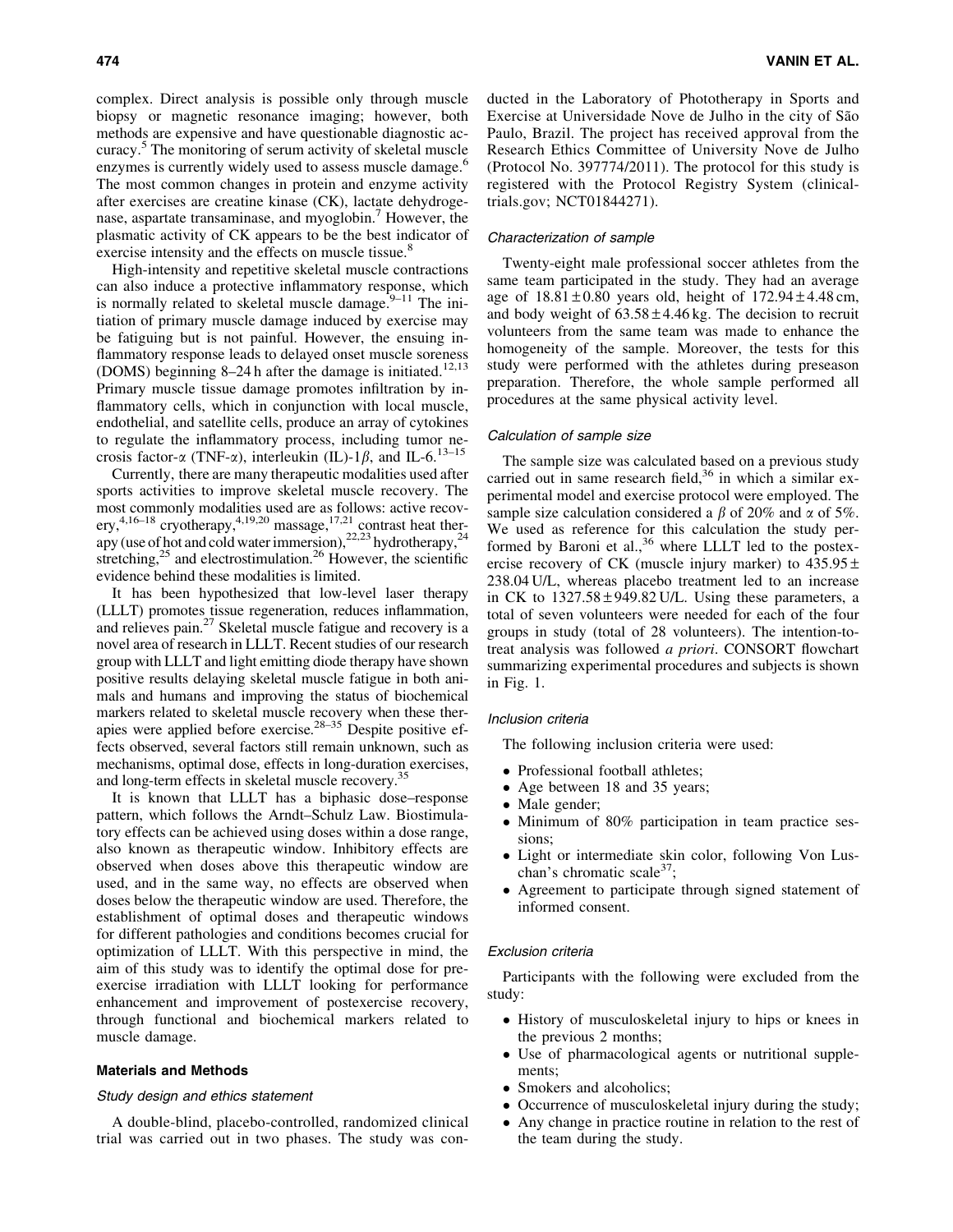complex. Direct analysis is possible only through muscle biopsy or magnetic resonance imaging; however, both methods are expensive and have questionable diagnostic accuracy.[5] The monitoring of serum activity of skeletal muscle enzymes is currently widely used to assess muscle damage.[6] The most common changes in protein and enzyme activity after exercises are creatine kinase (CK), lactate dehydrogenase, aspartate transaminase, and myoglobin.[7] However, the plasmatic activity of CK appears to be the best indicator of exercise intensity and the effects on muscle tissue.[8]

High-intensity and repetitive skeletal muscle contractions can also induce a protective inflammatory response, which is normally related to skeletal muscle damage.[9–11] The initiation of primary muscle damage induced by exercise may be fatiguing but is not painful. However, the ensuing inflammatory response leads to delayed onset muscle soreness (DOMS) beginning 8–24 h after the damage is initiated.[12,13] Primary muscle tissue damage promotes infiltration by inflammatory cells, which in conjunction with local muscle, endothelial, and satellite cells, produce an array of cytokines to regulate the inflammatory process, including tumor necrosis factor-$\alpha$ (TNF-$\alpha$), interleukin (IL)-1$\beta$, and IL-6.[13–15]

Currently, there are many therapeutic modalities used after sports activities to improve skeletal muscle recovery. The most commonly modalities used are as follows: active recovery,[4,16–18] cryotherapy,[4,19,20] massage,[17,21] contrast heat therapy (use of hot and cold water immersion),[22,23] hydrotherapy,[24] stretching,[25] and electrostimulation.[26] However, the scientific evidence behind these modalities is limited.

It has been hypothesized that low-level laser therapy (LLLT) promotes tissue regeneration, reduces inflammation, and relieves pain.[27] Skeletal muscle fatigue and recovery is a novel area of research in LLLT. Recent studies of our research group with LLLT and light emitting diode therapy have shown positive results delaying skeletal muscle fatigue in both animals and humans and improving the status of biochemical markers related to skeletal muscle recovery when these therapies were applied before exercise.[28–35] Despite positive effects observed, several factors still remain unknown, such as mechanisms, optimal dose, effects in long-duration exercises, and long-term effects in skeletal muscle recovery.[35]

It is known that LLLT has a biphasic dose–response pattern, which follows the Arndt–Schulz Law. Biostimulatory effects can be achieved using doses within a dose range, also known as therapeutic window. Inhibitory effects are observed when doses above this therapeutic window are used, and in the same way, no effects are observed when doses below the therapeutic window are used. Therefore, the establishment of optimal doses and therapeutic windows for different pathologies and conditions becomes crucial for optimization of LLLT. With this perspective in mind, the aim of this study was to identify the optimal dose for preexercise irradiation with LLLT looking for performance enhancement and improvement of postexercise recovery, through functional and biochemical markers related to muscle damage.

## Materials and Methods

### *Study design and ethics statement*

A double-blind, placebo-controlled, randomized clinical trial was carried out in two phases. The study was conducted in the Laboratory of Phototherapy in Sports and Exercise at Universidade Nove de Julho in the city of São Paulo, Brazil. The project has received approval from the Research Ethics Committee of University Nove de Julho (Protocol No. 397774/2011). The protocol for this study is registered with the Protocol Registry System (clinicaltrials.gov; NCT01844271).

### *Characterization of sample*

Twenty-eight male professional soccer athletes from the same team participated in the study. They had an average age of $18.81 \pm 0.80$ years old, height of $172.94 \pm 4.48$ cm, and body weight of $63.58 \pm 4.46$ kg. The decision to recruit volunteers from the same team was made to enhance the homogeneity of the sample. Moreover, the tests for this study were performed with the athletes during preseason preparation. Therefore, the whole sample performed all procedures at the same physical activity level.

### *Calculation of sample size*

The sample size was calculated based on a previous study carried out in same research field,[36] in which a similar experimental model and exercise protocol were employed. The sample size calculation considered a $\beta$ of 20% and $\alpha$ of 5%. We used as reference for this calculation the study performed by Baroni et al.,[36] where LLLT led to the postexercise recovery of CK (muscle injury marker) to $435.95 \pm 238.04$ U/L, whereas placebo treatment led to an increase in CK to $1327.58 \pm 949.82$ U/L. Using these parameters, a total of seven volunteers were needed for each of the four groups in study (total of 28 volunteers). The intention-to-treat analysis was followed *a priori*. CONSORT flowchart summarizing experimental procedures and subjects is shown in Fig. 1.

### *Inclusion criteria*

The following inclusion criteria were used:

- Professional football athletes;
- Age between 18 and 35 years;
- Male gender;
- Minimum of 80% participation in team practice sessions;
- Light or intermediate skin color, following Von Luschan's chromatic scale[37];
- Agreement to participate through signed statement of informed consent.

### *Exclusion criteria*

Participants with the following were excluded from the study:

- History of musculoskeletal injury to hips or knees in the previous 2 months;
- Use of pharmacological agents or nutritional supplements;
- Smokers and alcoholics;
- Occurrence of musculoskeletal injury during the study;
- Any change in practice routine in relation to the rest of the team during the study.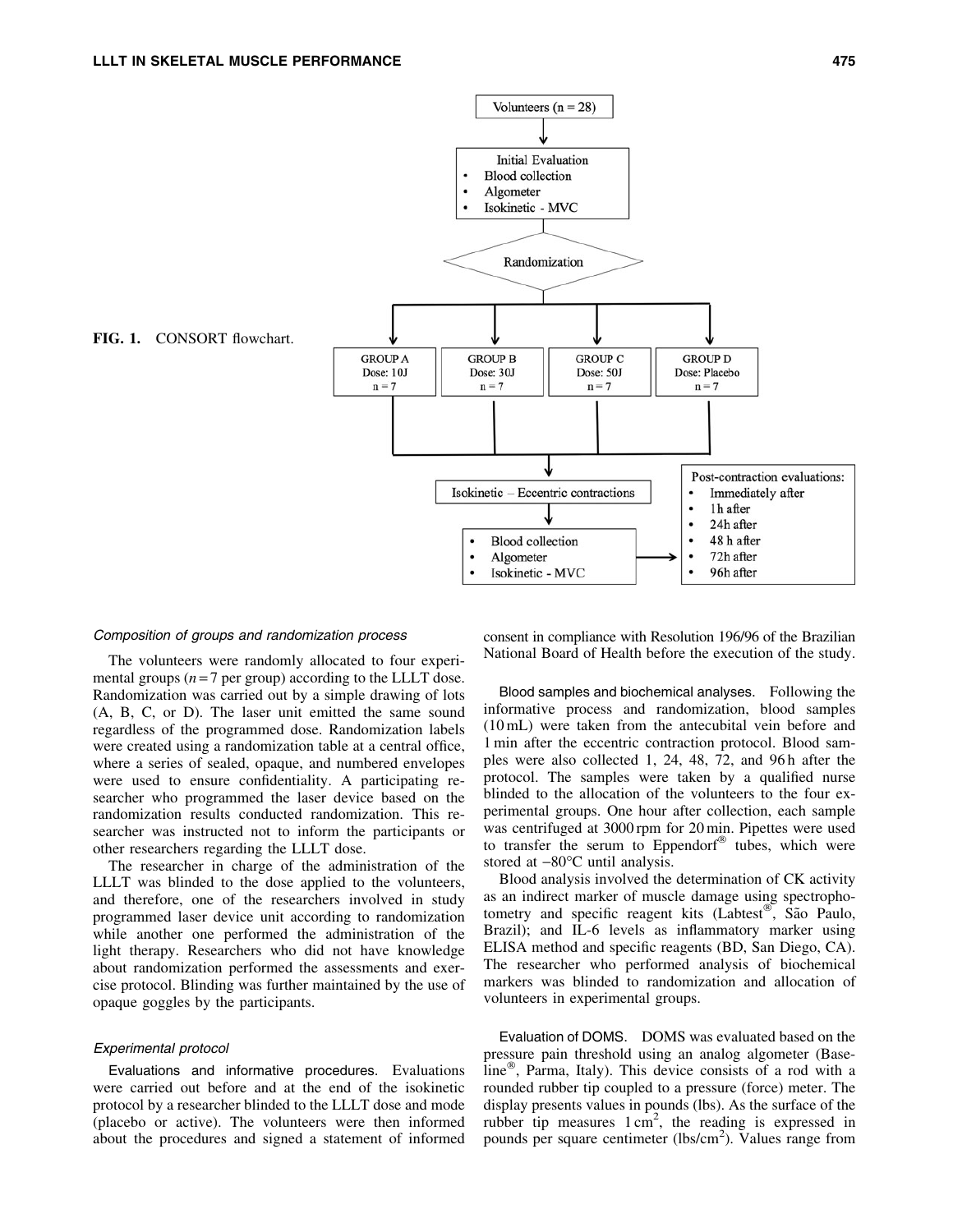FIG. 1. CONSORT flowchart.

Volunteers (n = 28)

Initial Evaluation
- Blood collection
- Algometer
- Isokinetic - MVC

Randomization

| GROUP A | GROUP B | GROUP C | GROUP D |
|---|---|---|---|
| Dose: 10J | Dose: 30J | Dose: 50J | Dose: Placebo |
| n = 7 | n = 7 | n = 7 | n = 7 |

Isokinetic – Eccentric contractions

- Blood collection
- Algometer
- Isokinetic - MVC

Post-contraction evaluations:
- Immediately after
- 1h after
- 24h after
- 48 h after
- 72h after
- 96h after

### *Composition of groups and randomization process*

The volunteers were randomly allocated to four experimental groups ($n=7$ per group) according to the LLLT dose. Randomization was carried out by a simple drawing of lots (A, B, C, or D). The laser unit emitted the same sound regardless of the programmed dose. Randomization labels were created using a randomization table at a central office, where a series of sealed, opaque, and numbered envelopes were used to ensure confidentiality. A participating researcher who programmed the laser device based on the randomization results conducted randomization. This researcher was instructed not to inform the participants or other researchers regarding the LLLT dose.

The researcher in charge of the administration of the LLLT was blinded to the dose applied to the volunteers, and therefore, one of the researchers involved in study programmed laser device unit according to randomization while another one performed the administration of the light therapy. Researchers who did not have knowledge about randomization performed the assessments and exercise protocol. Blinding was further maintained by the use of opaque goggles by the participants.

### *Experimental protocol*

Evaluations and informative procedures. Evaluations were carried out before and at the end of the isokinetic protocol by a researcher blinded to the LLLT dose and mode (placebo or active). The volunteers were then informed about the procedures and signed a statement of informed consent in compliance with Resolution 196/96 of the Brazilian National Board of Health before the execution of the study.

Blood samples and biochemical analyses. Following the informative process and randomization, blood samples (10 mL) were taken from the antecubital vein before and 1 min after the eccentric contraction protocol. Blood samples were also collected 1, 24, 48, 72, and 96 h after the protocol. The samples were taken by a qualified nurse blinded to the allocation of the volunteers to the four experimental groups. One hour after collection, each sample was centrifuged at 3000 rpm for 20 min. Pipettes were used to transfer the serum to Eppendorf® tubes, which were stored at $-80°C$ until analysis.

Blood analysis involved the determination of CK activity as an indirect marker of muscle damage using spectrophotometry and specific reagent kits (Labtest®, São Paulo, Brazil); and IL-6 levels as inflammatory marker using ELISA method and specific reagents (BD, San Diego, CA). The researcher who performed analysis of biochemical markers was blinded to randomization and allocation of volunteers in experimental groups.

Evaluation of DOMS. DOMS was evaluated based on the pressure pain threshold using an analog algometer (Baseline®, Parma, Italy). This device consists of a rod with a rounded rubber tip coupled to a pressure (force) meter. The display presents values in pounds (lbs). As the surface of the rubber tip measures $1\,cm^2$, the reading is expressed in pounds per square centimeter ($lbs/cm^2$). Values range from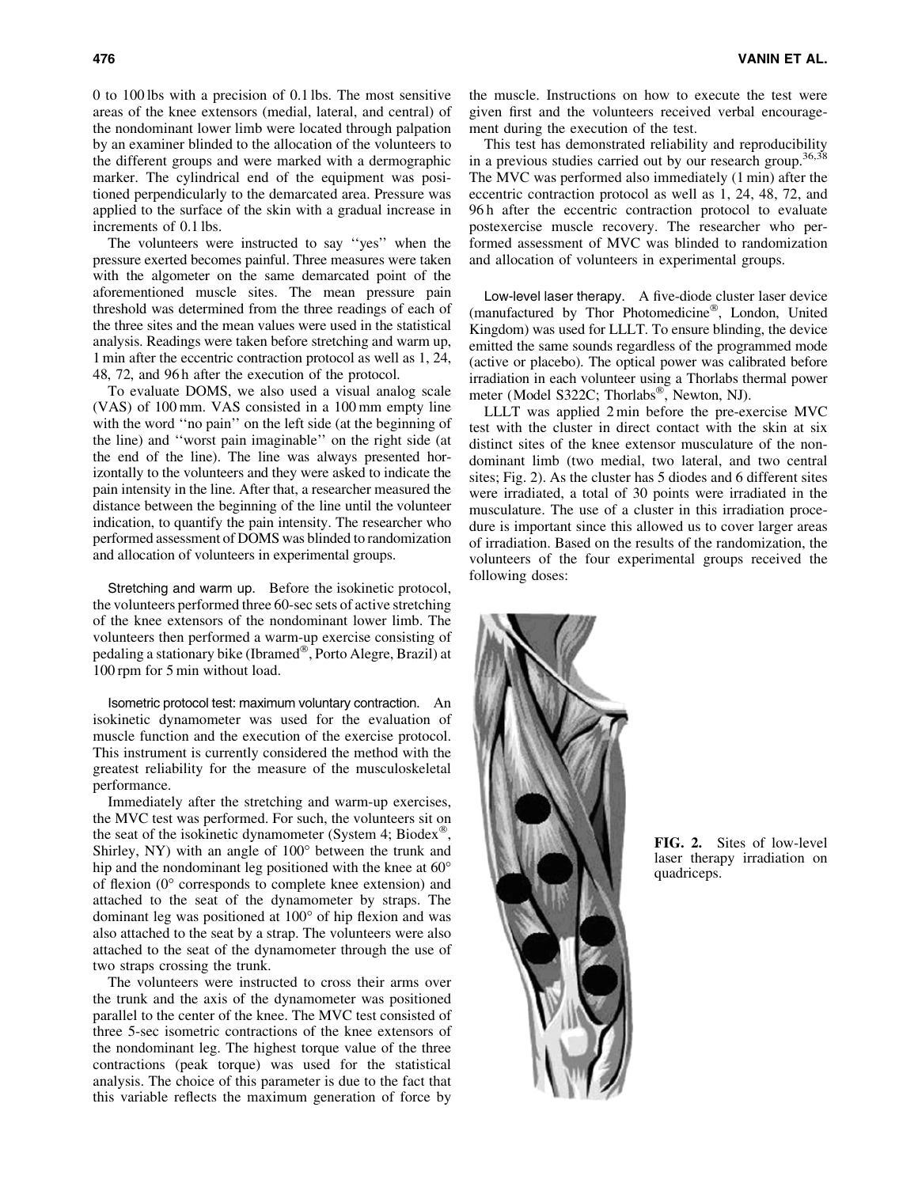0 to 100 lbs with a precision of 0.1 lbs. The most sensitive areas of the knee extensors (medial, lateral, and central) of the nondominant lower limb were located through palpation by an examiner blinded to the allocation of the volunteers to the different groups and were marked with a dermographic marker. The cylindrical end of the equipment was positioned perpendicularly to the demarcated area. Pressure was applied to the surface of the skin with a gradual increase in increments of 0.1 lbs.

The volunteers were instructed to say ''yes'' when the pressure exerted becomes painful. Three measures were taken with the algometer on the same demarcated point of the aforementioned muscle sites. The mean pressure pain threshold was determined from the three readings of each of the three sites and the mean values were used in the statistical analysis. Readings were taken before stretching and warm up, 1 min after the eccentric contraction protocol as well as 1, 24, 48, 72, and 96 h after the execution of the protocol.

To evaluate DOMS, we also used a visual analog scale (VAS) of 100 mm. VAS consisted in a 100 mm empty line with the word ''no pain'' on the left side (at the beginning of the line) and ''worst pain imaginable'' on the right side (at the end of the line). The line was always presented horizontally to the volunteers and they were asked to indicate the pain intensity in the line. After that, a researcher measured the distance between the beginning of the line until the volunteer indication, to quantify the pain intensity. The researcher who performed assessment of DOMS was blinded to randomization and allocation of volunteers in experimental groups.

*Stretching and warm up.* Before the isokinetic protocol, the volunteers performed three 60-sec sets of active stretching of the knee extensors of the nondominant lower limb. The volunteers then performed a warm-up exercise consisting of pedaling a stationary bike (Ibramed®, Porto Alegre, Brazil) at 100 rpm for 5 min without load.

*Isometric protocol test: maximum voluntary contraction.* An isokinetic dynamometer was used for the evaluation of muscle function and the execution of the exercise protocol. This instrument is currently considered the method with the greatest reliability for the measure of the musculoskeletal performance.

Immediately after the stretching and warm-up exercises, the MVC test was performed. For such, the volunteers sit on the seat of the isokinetic dynamometer (System 4; Biodex®, Shirley, NY) with an angle of 100° between the trunk and hip and the nondominant leg positioned with the knee at 60° of flexion (0° corresponds to complete knee extension) and attached to the seat of the dynamometer by straps. The dominant leg was positioned at 100° of hip flexion and was also attached to the seat by a strap. The volunteers were also attached to the seat of the dynamometer through the use of two straps crossing the trunk.

The volunteers were instructed to cross their arms over the trunk and the axis of the dynamometer was positioned parallel to the center of the knee. The MVC test consisted of three 5-sec isometric contractions of the knee extensors of the nondominant leg. The highest torque value of the three contractions (peak torque) was used for the statistical analysis. The choice of this parameter is due to the fact that this variable reflects the maximum generation of force by the muscle. Instructions on how to execute the test were given first and the volunteers received verbal encouragement during the execution of the test.

This test has demonstrated reliability and reproducibility in a previous studies carried out by our research group.[36,38] The MVC was performed also immediately (1 min) after the eccentric contraction protocol as well as 1, 24, 48, 72, and 96 h after the eccentric contraction protocol to evaluate postexercise muscle recovery. The researcher who performed assessment of MVC was blinded to randomization and allocation of volunteers in experimental groups.

*Low-level laser therapy.* A five-diode cluster laser device (manufactured by Thor Photomedicine®, London, United Kingdom) was used for LLLT. To ensure blinding, the device emitted the same sounds regardless of the programmed mode (active or placebo). The optical power was calibrated before irradiation in each volunteer using a Thorlabs thermal power meter (Model S322C; Thorlabs®, Newton, NJ).

LLLT was applied 2 min before the pre-exercise MVC test with the cluster in direct contact with the skin at six distinct sites of the knee extensor musculature of the nondominant limb (two medial, two lateral, and two central sites; Fig. 2). As the cluster has 5 diodes and 6 different sites were irradiated, a total of 30 points were irradiated in the musculature. The use of a cluster in this irradiation procedure is important since this allowed us to cover larger areas of irradiation. Based on the results of the randomization, the volunteers of the four experimental groups received the following doses:

**FIG. 2.** Sites of low-level laser therapy irradiation on quadriceps.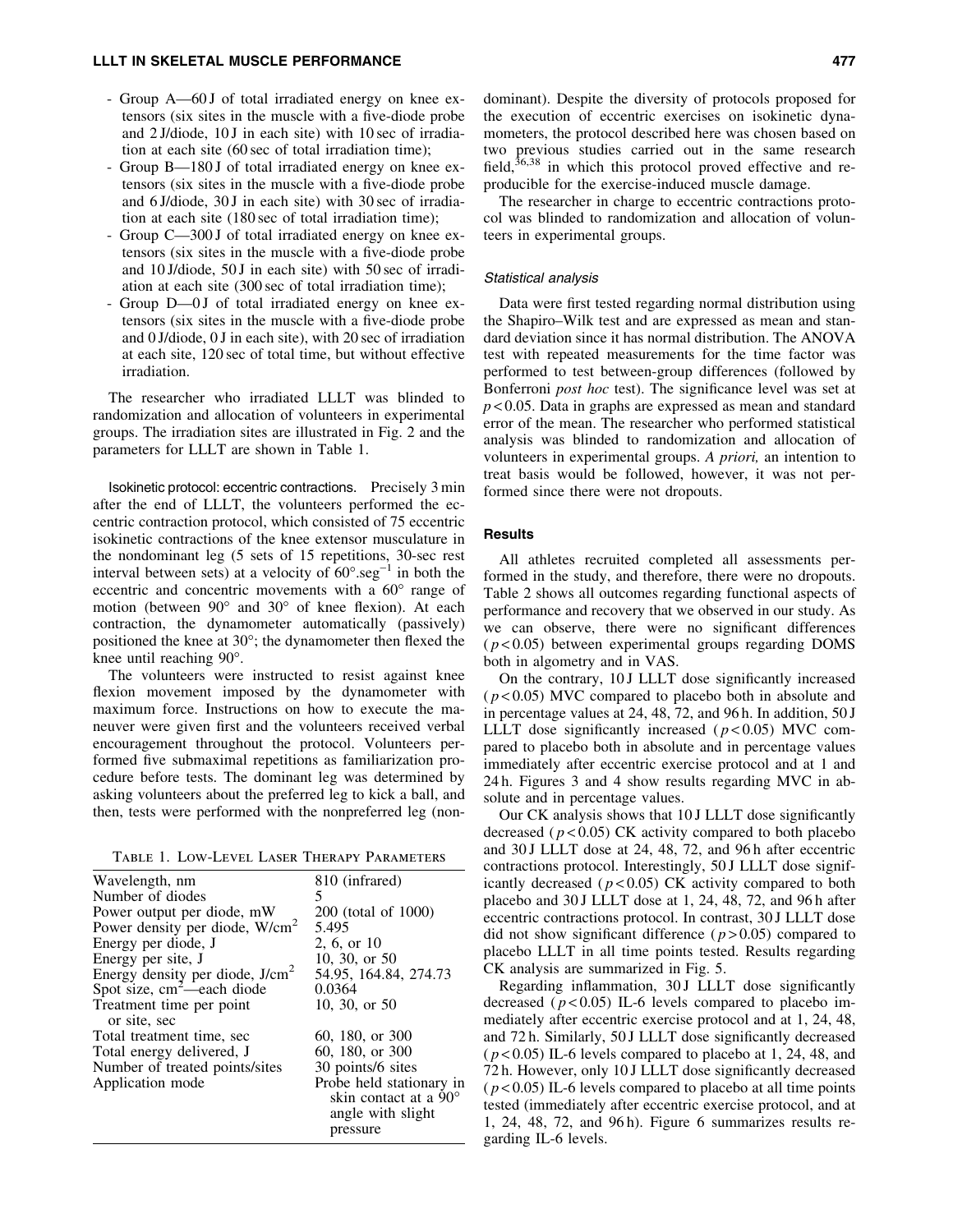- Group A—60 J of total irradiated energy on knee extensors (six sites in the muscle with a five-diode probe and 2 J/diode, 10 J in each site) with 10 sec of irradiation at each site (60 sec of total irradiation time);
- Group B—180 J of total irradiated energy on knee extensors (six sites in the muscle with a five-diode probe and 6 J/diode, 30 J in each site) with 30 sec of irradiation at each site (180 sec of total irradiation time);
- Group C—300 J of total irradiated energy on knee extensors (six sites in the muscle with a five-diode probe and 10 J/diode, 50 J in each site) with 50 sec of irradiation at each site (300 sec of total irradiation time);
- Group D—0 J of total irradiated energy on knee extensors (six sites in the muscle with a five-diode probe and 0 J/diode, 0 J in each site), with 20 sec of irradiation at each site, 120 sec of total time, but without effective irradiation.

The researcher who irradiated LLLT was blinded to randomization and allocation of volunteers in experimental groups. The irradiation sites are illustrated in Fig. 2 and the parameters for LLLT are shown in Table 1.

Isokinetic protocol: eccentric contractions. Precisely 3 min after the end of LLLT, the volunteers performed the eccentric contraction protocol, which consisted of 75 eccentric isokinetic contractions of the knee extensor musculature in the nondominant leg (5 sets of 15 repetitions, 30-sec rest interval between sets) at a velocity of $60°.seg^{-1}$ in both the eccentric and concentric movements with a 60° range of motion (between 90° and 30° of knee flexion). At each contraction, the dynamometer automatically (passively) positioned the knee at 30°; the dynamometer then flexed the knee until reaching 90°.

The volunteers were instructed to resist against knee flexion movement imposed by the dynamometer with maximum force. Instructions on how to execute the maneuver were given first and the volunteers received verbal encouragement throughout the protocol. Volunteers performed five submaximal repetitions as familiarization procedure before tests. The dominant leg was determined by asking volunteers about the preferred leg to kick a ball, and then, tests were performed with the nonpreferred leg (nondominant). Despite the diversity of protocols proposed for the execution of eccentric exercises on isokinetic dynamometers, the protocol described here was chosen based on two previous studies carried out in the same research field,[36,38] in which this protocol proved effective and reproducible for the exercise-induced muscle damage.

The researcher in charge to eccentric contractions protocol was blinded to randomization and allocation of volunteers in experimental groups.

Table 1. Low-Level Laser Therapy Parameters

| | |
|---|---|
| Wavelength, nm | 810 (infrared) |
| Number of diodes | 5 |
| Power output per diode, mW | 200 (total of 1000) |
| Power density per diode, W/cm$^2$ | 5.495 |
| Energy per diode, J | 2, 6, or 10 |
| Energy per site, J | 10, 30, or 50 |
| Energy density per diode, J/cm$^2$ | 54.95, 164.84, 274.73 |
| Spot size, cm$^2$—each diode | 0.0364 |
| Treatment time per point or site, sec | 10, 30, or 50 |
| Total treatment time, sec | 60, 180, or 300 |
| Total energy delivered, J | 60, 180, or 300 |
| Number of treated points/sites | 30 points/6 sites |
| Application mode | Probe held stationary in skin contact at a 90° angle with slight pressure |

### *Statistical analysis*

Data were first tested regarding normal distribution using the Shapiro–Wilk test and are expressed as mean and standard deviation since it has normal distribution. The ANOVA test with repeated measurements for the time factor was performed to test between-group differences (followed by Bonferroni *post hoc* test). The significance level was set at $p < 0.05$. Data in graphs are expressed as mean and standard error of the mean. The researcher who performed statistical analysis was blinded to randomization and allocation of volunteers in experimental groups. *A priori,* an intention to treat basis would be followed, however, it was not performed since there were not dropouts.

## Results

All athletes recruited completed all assessments performed in the study, and therefore, there were no dropouts. Table 2 shows all outcomes regarding functional aspects of performance and recovery that we observed in our study. As we can observe, there were no significant differences ($p < 0.05$) between experimental groups regarding DOMS both in algometry and in VAS.

On the contrary, 10 J LLLT dose significantly increased ($p < 0.05$) MVC compared to placebo both in absolute and in percentage values at 24, 48, 72, and 96 h. In addition, 50 J LLLT dose significantly increased ($p < 0.05$) MVC compared to placebo both in absolute and in percentage values immediately after eccentric exercise protocol and at 1 and 24 h. Figures 3 and 4 show results regarding MVC in absolute and in percentage values.

Our CK analysis shows that 10 J LLLT dose significantly decreased ($p < 0.05$) CK activity compared to both placebo and 30 J LLLT dose at 24, 48, 72, and 96 h after eccentric contractions protocol. Interestingly, 50 J LLLT dose significantly decreased ($p < 0.05$) CK activity compared to both placebo and 30 J LLLT dose at 1, 24, 48, 72, and 96 h after eccentric contractions protocol. In contrast, 30 J LLLT dose did not show significant difference ($p > 0.05$) compared to placebo LLLT in all time points tested. Results regarding CK analysis are summarized in Fig. 5.

Regarding inflammation, 30 J LLLT dose significantly decreased ($p < 0.05$) IL-6 levels compared to placebo immediately after eccentric exercise protocol and at 1, 24, 48, and 72 h. Similarly, 50 J LLLT dose significantly decreased ($p < 0.05$) IL-6 levels compared to placebo at 1, 24, 48, and 72 h. However, only 10 J LLLT dose significantly decreased ($p < 0.05$) IL-6 levels compared to placebo at all time points tested (immediately after eccentric exercise protocol, and at 1, 24, 48, 72, and 96 h). Figure 6 summarizes results regarding IL-6 levels.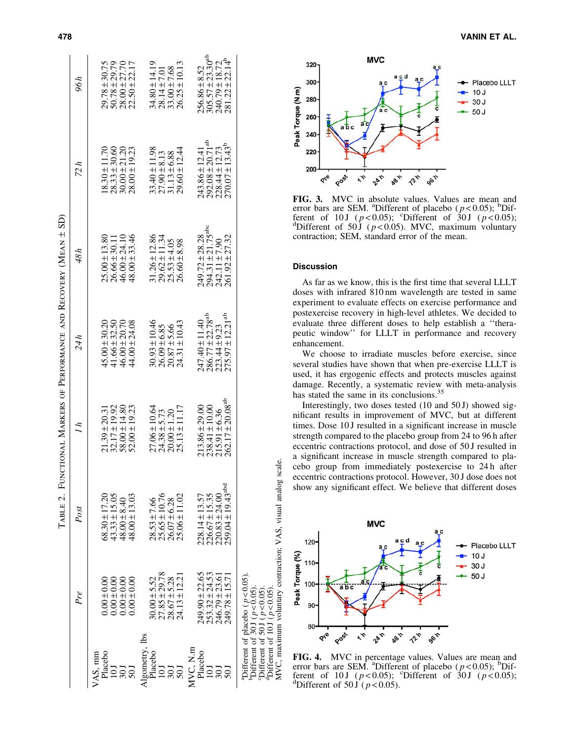TABLE 2. FUNCTIONAL MARKERS OF PERFORMANCE AND RECOVERY (MEAN ± SD)

| | *Pre* | *Post* | *1 h* | *24 h* | *48 h* | *72 h* | *96 h* |
|---|---|---|---|---|---|---|---|
| VAS, mm | | | | | | | |
| Placebo | 0.00 ± 0.00 | 68.30 ± 17.20 | 21.39 ± 20.31 | 45.00 ± 30.20 | 25.00 ± 13.80 | 18.30 ± 11.70 | 29.78 ± 30.75 |
| 10 J | 0.00 ± 0.00 | 43.33 ± 15.05 | 32.17 ± 19.92 | 41.66 ± 32.50 | 26.66 ± 30.11 | 28.33 ± 30.60 | 50.78 ± 29.79 |
| 30 J | 0.00 ± 0.00 | 48.00 ± 8.40 | 58.00 ± 14.80 | 46.00 ± 20.70 | 46.00 ± 24.10 | 30.00 ± 21.20 | 28.00 ± 27.70 |
| 50 J | 0.00 ± 0.00 | 48.00 ± 13.03 | 52.00 ± 19.23 | 44.00 ± 24.08 | 48.00 ± 33.46 | 28.00 ± 19.23 | 22.50 ± 22.17 |
| Algometry, lbs | | | | | | | |
| Placebo | 30.00 ± 5.52 | 28.53 ± 7.66 | 27.06 ± 10.64 | 30.93 ± 10.46 | 31.26 ± 12.86 | 33.40 ± 11.98 | 34.80 ± 14.19 |
| 10 J | 27.85 ± 29.78 | 25.65 ± 10.76 | 24.38 ± 5.73 | 26.09 ± 6.85 | 29.62 ± 11.34 | 27.90 ± 8.13 | 28.14 ± 7.01 |
| 30 J | 28.67 ± 5.28 | 26.07 ± 6.28 | 20.00 ± 1.20 | 20.87 ± 5.66 | 25.53 ± 4.05 | 31.13 ± 6.88 | 33.00 ± 7.68 |
| 50 J | 24.13 ± 12.21 | 25.06 ± 11.02 | 25.13 ± 11.17 | 24.31 ± 10.43 | 26.60 ± 8.98 | 29.60 ± 12.44 | 26.25 ± 10.13 |
| MVC, N.m | | | | | | | |
| Placebo | 249.90 ± 22.65 | 228.14 ± 13.57 | 213.86 ± 29.00 | 247.40 ± 11.40 | 249.72 ± 28.28 | 243.86 ± 12.41 | 256.86 ± 8.52 |
| 10 J | 253.32 ± 24.53 | 226.67 ± 15.35 | 238.41 ± 10.00 | 286.77 ± 22.78[ab] | 294.31 ± 21.75[abc] | 292.08 ± 20.71[ab] | 305.57 ± 23.30[ab] |
| 30 J | 246.79 ± 23.61 | 220.83 ± 24.00 | 215.91 ± 6.36 | 223.44 ± 9.23 | 242.11 ± 7.90 | 228.44 ± 12.73 | 240.79 ± 18.72 |
| 50 J | 249.78 ± 15.71 | 259.04 ± 19.43[abd] | 262.17 ± 20.08[ab] | 275.97 ± 12.21[ab] | 261.92 ± 27.32 | 270.07 ± 13.43[b] | 281.22 ± 22.14[b] |

[a]Different of placebo ($p < 0.05$).
[b]Different of 30 J ($p < 0.05$).
[c]Different of 50 J ($p < 0.05$).
[d]Different of 10 J ($p < 0.05$).
MVC, maximum voluntary contraction; VAS, visual analog scale.

**FIG. 3.** MVC in absolute values. Values are mean and error bars are SEM. [a]Different of placebo ($p < 0.05$); [b]Different of 10 J ($p < 0.05$); [c]Different of 30 J ($p < 0.05$); [d]Different of 50 J ($p < 0.05$). MVC, maximum voluntary contraction; SEM, standard error of the mean.

## Discussion

As far as we know, this is the first time that several LLLT doses with infrared 810 nm wavelength are tested in same experiment to evaluate effects on exercise performance and postexercise recovery in high-level athletes. We decided to evaluate three different doses to help establish a "therapeutic window" for LLLT in performance and recovery enhancement.

We choose to irradiate muscles before exercise, since several studies have shown that when pre-exercise LLLT is used, it has ergogenic effects and protects muscles against damage. Recently, a systematic review with meta-analysis has stated the same in its conclusions.[35]

Interestingly, two doses tested (10 and 50 J) showed significant results in improvement of MVC, but at different times. Dose 10 J resulted in a significant increase in muscle strength compared to the placebo group from 24 to 96 h after eccentric contractions protocol, and dose of 50 J resulted in a significant increase in muscle strength compared to placebo group from immediately postexercise to 24 h after eccentric contractions protocol. However, 30 J dose does not show any significant effect. We believe that different doses

**FIG. 4.** MVC in percentage values. Values are mean and error bars are SEM. [a]Different of placebo ($p < 0.05$); [b]Different of 10 J ($p < 0.05$); [c]Different of 30 J ($p < 0.05$); [d]Different of 50 J ($p < 0.05$).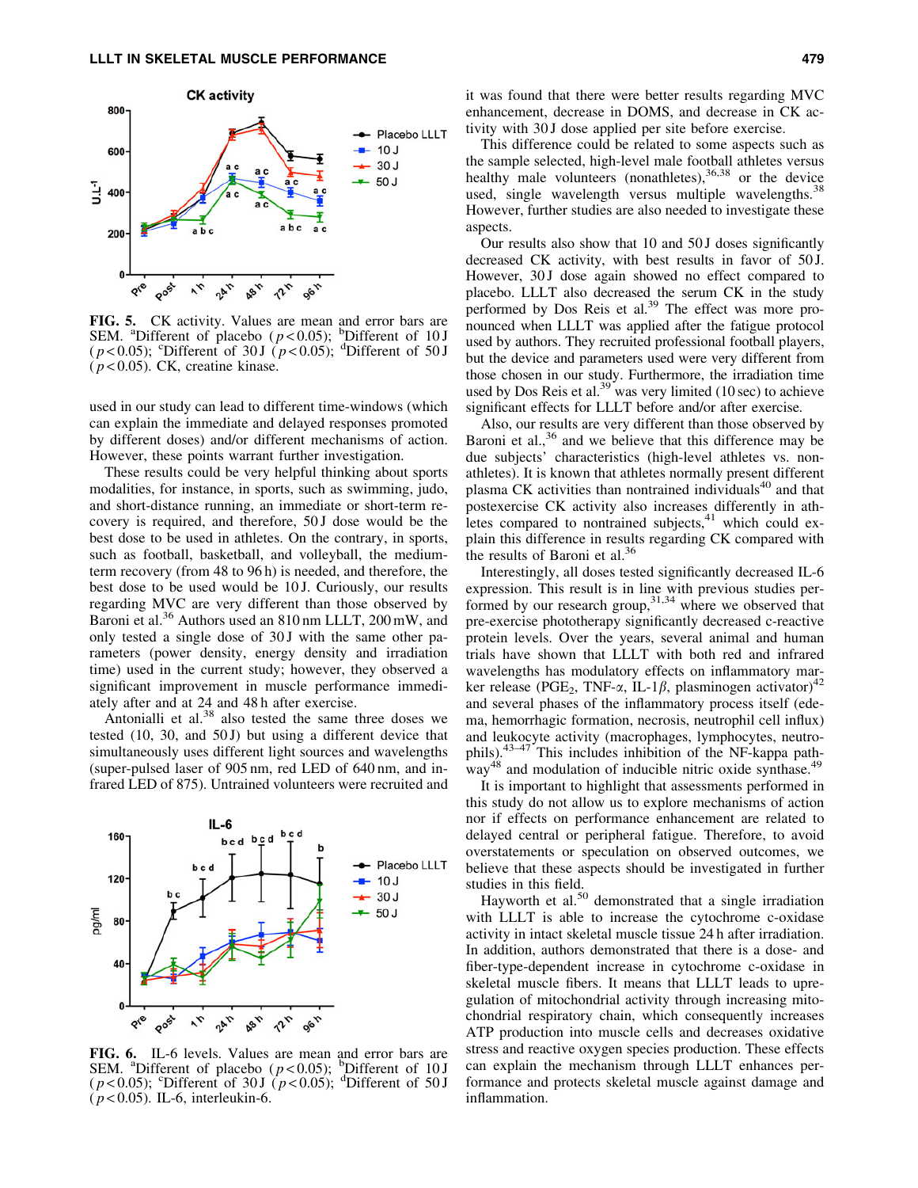FIG. 5. CK activity. Values are mean and error bars are SEM. [a]Different of placebo ($p < 0.05$); [b]Different of 10 J ($p < 0.05$); [c]Different of 30 J ($p < 0.05$); [d]Different of 50 J ($p < 0.05$). CK, creatine kinase.

used in our study can lead to different time-windows (which can explain the immediate and delayed responses promoted by different doses) and/or different mechanisms of action. However, these points warrant further investigation.

These results could be very helpful thinking about sports modalities, for instance, in sports, such as swimming, judo, and short-distance running, an immediate or short-term recovery is required, and therefore, 50 J dose would be the best dose to be used in athletes. On the contrary, in sports, such as football, basketball, and volleyball, the medium-term recovery (from 48 to 96 h) is needed, and therefore, the best dose to be used would be 10 J. Curiously, our results regarding MVC are very different than those observed by Baroni et al.[36] Authors used an 810 nm LLLT, 200 mW, and only tested a single dose of 30 J with the same other parameters (power density, energy density and irradiation time) used in the current study; however, they observed a significant improvement in muscle performance immediately after and at 24 and 48 h after exercise.

Antonialli et al.[38] also tested the same three doses we tested (10, 30, and 50 J) but using a different device that simultaneously uses different light sources and wavelengths (super-pulsed laser of 905 nm, red LED of 640 nm, and infrared LED of 875). Untrained volunteers were recruited and it was found that there were better results regarding MVC enhancement, decrease in DOMS, and decrease in CK activity with 30 J dose applied per site before exercise.

This difference could be related to some aspects such as the sample selected, high-level male football athletes versus healthy male volunteers (nonathletes),[36,38] or the device used, single wavelength versus multiple wavelengths.[38] However, further studies are also needed to investigate these aspects.

Our results also show that 10 and 50 J doses significantly decreased CK activity, with best results in favor of 50 J. However, 30 J dose again showed no effect compared to placebo. LLLT also decreased the serum CK in the study performed by Dos Reis et al.[39] The effect was more pronounced when LLLT was applied after the fatigue protocol used by authors. They recruited professional football players, but the device and parameters used were very different from those chosen in our study. Furthermore, the irradiation time used by Dos Reis et al.[39] was very limited (10 sec) to achieve significant effects for LLLT before and/or after exercise.

Also, our results are very different than those observed by Baroni et al.,[36] and we believe that this difference may be due subjects' characteristics (high-level athletes vs. non-athletes). It is known that athletes normally present different plasma CK activities than nontrained individuals[40] and that postexercise CK activity also increases differently in athletes compared to nontrained subjects,[41] which could explain this difference in results regarding CK compared with the results of Baroni et al.[36]

Interestingly, all doses tested significantly decreased IL-6 expression. This result is in line with previous studies performed by our research group,[31,34] where we observed that pre-exercise phototherapy significantly decreased c-reactive protein levels. Over the years, several animal and human trials have shown that LLLT with both red and infrared wavelengths has modulatory effects on inflammatory marker release ($PGE_2$, TNF-$\alpha$, IL-1$\beta$, plasminogen activator)[42] and several phases of the inflammatory process itself (edema, hemorrhagic formation, necrosis, neutrophil cell influx) and leukocyte activity (macrophages, lymphocytes, neutrophils).[43–47] This includes inhibition of the NF-kappa pathway[48] and modulation of inducible nitric oxide synthase.[49]

It is important to highlight that assessments performed in this study do not allow us to explore mechanisms of action nor if effects on performance enhancement are related to delayed central or peripheral fatigue. Therefore, to avoid overstatements or speculation on observed outcomes, we believe that these aspects should be investigated in further studies in this field.

Hayworth et al.[50] demonstrated that a single irradiation with LLLT is able to increase the cytochrome c-oxidase activity in intact skeletal muscle tissue 24 h after irradiation. In addition, authors demonstrated that there is a dose- and fiber-type-dependent increase in cytochrome c-oxidase in skeletal muscle fibers. It means that LLLT leads to upregulation of mitochondrial activity through increasing mitochondrial respiratory chain, which consequently increases ATP production into muscle cells and decreases oxidative stress and reactive oxygen species production. These effects can explain the mechanism through LLLT enhances performance and protects skeletal muscle against damage and inflammation.

FIG. 6. IL-6 levels. Values are mean and error bars are SEM. [a]Different of placebo ($p < 0.05$); [b]Different of 10 J ($p < 0.05$); [c]Different of 30 J ($p < 0.05$); [d]Different of 50 J ($p < 0.05$). IL-6, interleukin-6.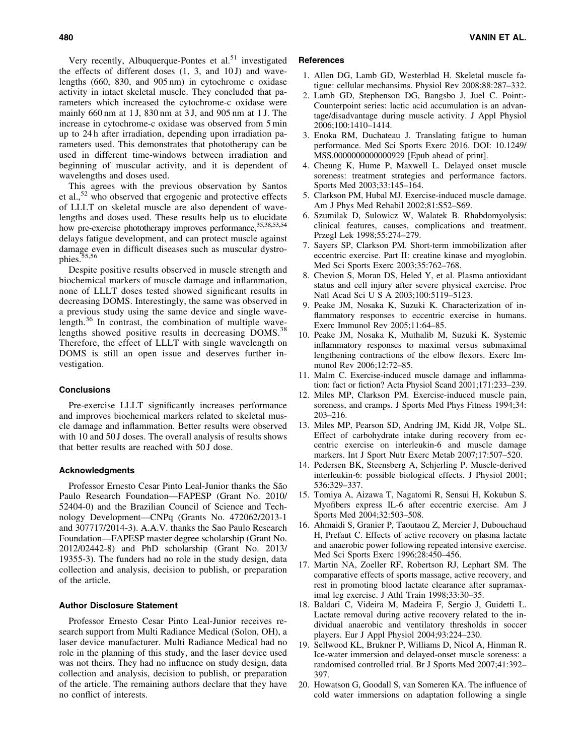Very recently, Albuquerque-Pontes et al.[51] investigated the effects of different doses (1, 3, and 10 J) and wavelengths (660, 830, and 905 nm) in cytochrome c oxidase activity in intact skeletal muscle. They concluded that parameters which increased the cytochrome-c oxidase were mainly 660 nm at 1 J, 830 nm at 3 J, and 905 nm at 1 J. The increase in cytochrome-c oxidase was observed from 5 min up to 24 h after irradiation, depending upon irradiation parameters used. This demonstrates that phototherapy can be used in different time-windows between irradiation and beginning of muscular activity, and it is dependent of wavelengths and doses used.

This agrees with the previous observation by Santos et al.,[52] who observed that ergogenic and protective effects of LLLT on skeletal muscle are also dependent of wavelengths and doses used. These results help us to elucidate how pre-exercise phototherapy improves performance,[35,38,53,54] delays fatigue development, and can protect muscle against damage even in difficult diseases such as muscular dystrophies.[55,56]

Despite positive results observed in muscle strength and biochemical markers of muscle damage and inflammation, none of LLLT doses tested showed significant results in decreasing DOMS. Interestingly, the same was observed in a previous study using the same device and single wavelength.[36] In contrast, the combination of multiple wavelengths showed positive results in decreasing DOMS.[38] Therefore, the effect of LLLT with single wavelength on DOMS is still an open issue and deserves further investigation.

## Conclusions

Pre-exercise LLLT significantly increases performance and improves biochemical markers related to skeletal muscle damage and inflammation. Better results were observed with 10 and 50 J doses. The overall analysis of results shows that better results are reached with 50 J dose.

## Acknowledgments

Professor Ernesto Cesar Pinto Leal-Junior thanks the São Paulo Research Foundation—FAPESP (Grant No. 2010/52404-0) and the Brazilian Council of Science and Technology Development—CNPq (Grants No. 472062/2013-1 and 307717/2014-3). A.A.V. thanks the Sao Paulo Research Foundation—FAPESP master degree scholarship (Grant No. 2012/02442-8) and PhD scholarship (Grant No. 2013/19355-3). The funders had no role in the study design, data collection and analysis, decision to publish, or preparation of the article.

## Author Disclosure Statement

Professor Ernesto Cesar Pinto Leal-Junior receives research support from Multi Radiance Medical (Solon, OH), a laser device manufacturer. Multi Radiance Medical had no role in the planning of this study, and the laser device used was not theirs. They had no influence on study design, data collection and analysis, decision to publish, or preparation of the article. The remaining authors declare that they have no conflict of interests.

## References

1. Allen DG, Lamb GD, Westerblad H. Skeletal muscle fatigue: cellular mechansims. Physiol Rev 2008;88:287–332.
2. Lamb GD, Stephenson DG, Bangsbo J, Juel C. Point:-Counterpoint series: lactic acid accumulation is an advantage/disadvantage during muscle activity. J Appl Physiol 2006;100:1410–1414.
3. Enoka RM, Duchateau J. Translating fatigue to human performance. Med Sci Sports Exerc 2016. DOI: 10.1249/MSS.0000000000000929 [Epub ahead of print].
4. Cheung K, Hume P, Maxwell L. Delayed onset muscle soreness: treatment strategies and performance factors. Sports Med 2003;33:145–164.
5. Clarkson PM, Hubal MJ. Exercise-induced muscle damage. Am J Phys Med Rehabil 2002;81:S52–S69.
6. Szumilak D, Sulowicz W, Walatek B. Rhabdomyolysis: clinical features, causes, complications and treatment. Przegl Lek 1998;55:274–279.
7. Sayers SP, Clarkson PM. Short-term immobilization after eccentric exercise. Part II: creatine kinase and myoglobin. Med Sci Sports Exerc 2003;35:762–768.
8. Chevion S, Moran DS, Heled Y, et al. Plasma antioxidant status and cell injury after severe physical exercise. Proc Natl Acad Sci U S A 2003;100:5119–5123.
9. Peake JM, Nosaka K, Suzuki K. Characterization of inflammatory responses to eccentric exercise in humans. Exerc Immunol Rev 2005;11:64–85.
10. Peake JM, Nosaka K, Muthalib M, Suzuki K. Systemic inflammatory responses to maximal versus submaximal lengthening contractions of the elbow flexors. Exerc Immunol Rev 2006;12:72–85.
11. Malm C. Exercise-induced muscle damage and inflammation: fact or fiction? Acta Physiol Scand 2001;171:233–239.
12. Miles MP, Clarkson PM. Exercise-induced muscle pain, soreness, and cramps. J Sports Med Phys Fitness 1994;34:203–216.
13. Miles MP, Pearson SD, Andring JM, Kidd JR, Volpe SL. Effect of carbohydrate intake during recovery from eccentric exercise on interleukin-6 and muscle damage markers. Int J Sport Nutr Exerc Metab 2007;17:507–520.
14. Pedersen BK, Steensberg A, Schjerling P. Muscle-derived interleukin-6: possible biological effects. J Physiol 2001;536:329–337.
15. Tomiya A, Aizawa T, Nagatomi R, Sensui H, Kokubun S. Myofibers express IL-6 after eccentric exercise. Am J Sports Med 2004;32:503–508.
16. Ahmaidi S, Granier P, Taoutaou Z, Mercier J, Dubouchaud H, Prefaut C. Effects of active recovery on plasma lactate and anaerobic power following repeated intensive exercise. Med Sci Sports Exerc 1996;28:450–456.
17. Martin NA, Zoeller RF, Robertson RJ, Lephart SM. The comparative effects of sports massage, active recovery, and rest in promoting blood lactate clearance after supramaximal leg exercise. J Athl Train 1998;33:30–35.
18. Baldari C, Videira M, Madeira F, Sergio J, Guidetti L. Lactate removal during active recovery related to the individual anaerobic and ventilatory thresholds in soccer players. Eur J Appl Physiol 2004;93:224–230.
19. Sellwood KL, Brukner P, Williams D, Nicol A, Hinman R. Ice-water immersion and delayed-onset muscle soreness: a randomised controlled trial. Br J Sports Med 2007;41:392–397.
20. Howatson G, Goodall S, van Someren KA. The influence of cold water immersions on adaptation following a single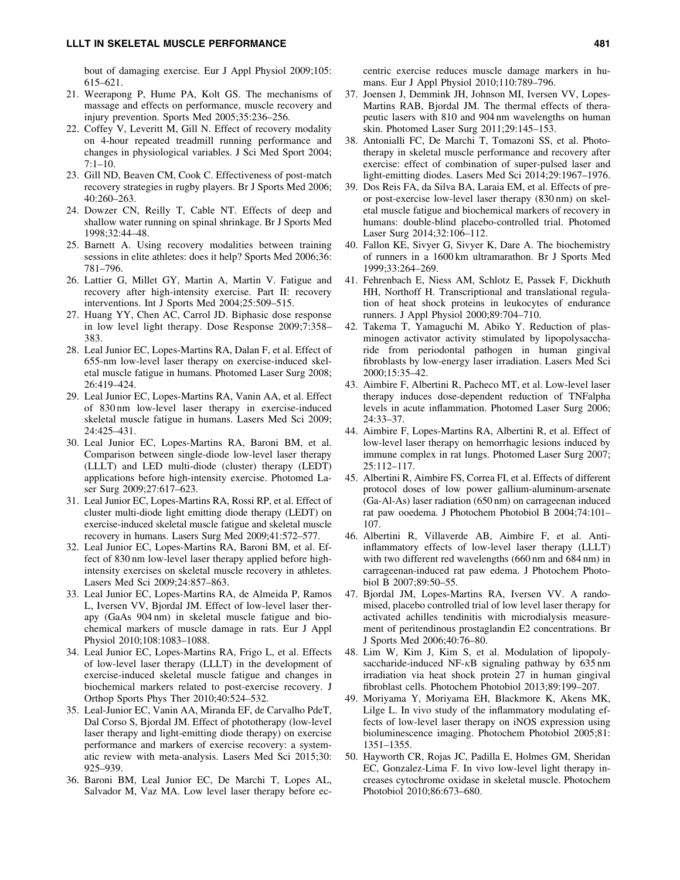bout of damaging exercise. Eur J Appl Physiol 2009;105: 615–621.

21. Weerapong P, Hume PA, Kolt GS. The mechanisms of massage and effects on performance, muscle recovery and injury prevention. Sports Med 2005;35:236–256.
22. Coffey V, Leveritt M, Gill N. Effect of recovery modality on 4-hour repeated treadmill running performance and changes in physiological variables. J Sci Med Sport 2004; 7:1–10.
23. Gill ND, Beaven CM, Cook C. Effectiveness of post-match recovery strategies in rugby players. Br J Sports Med 2006; 40:260–263.
24. Dowzer CN, Reilly T, Cable NT. Effects of deep and shallow water running on spinal shrinkage. Br J Sports Med 1998;32:44–48.
25. Barnett A. Using recovery modalities between training sessions in elite athletes: does it help? Sports Med 2006;36: 781–796.
26. Lattier G, Millet GY, Martin A, Martin V. Fatigue and recovery after high-intensity exercise. Part II: recovery interventions. Int J Sports Med 2004;25:509–515.
27. Huang YY, Chen AC, Carrol JD. Biphasic dose response in low level light therapy. Dose Response 2009;7:358–383.
28. Leal Junior EC, Lopes-Martins RA, Dalan F, et al. Effect of 655-nm low-level laser therapy on exercise-induced skeletal muscle fatigue in humans. Photomed Laser Surg 2008; 26:419–424.
29. Leal Junior EC, Lopes-Martins RA, Vanin AA, et al. Effect of 830 nm low-level laser therapy in exercise-induced skeletal muscle fatigue in humans. Lasers Med Sci 2009; 24:425–431.
30. Leal Junior EC, Lopes-Martins RA, Baroni BM, et al. Comparison between single-diode low-level laser therapy (LLLT) and LED multi-diode (cluster) therapy (LEDT) applications before high-intensity exercise. Photomed Laser Surg 2009;27:617–623.
31. Leal Junior EC, Lopes-Martins RA, Rossi RP, et al. Effect of cluster multi-diode light emitting diode therapy (LEDT) on exercise-induced skeletal muscle fatigue and skeletal muscle recovery in humans. Lasers Surg Med 2009;41:572–577.
32. Leal Junior EC, Lopes-Martins RA, Baroni BM, et al. Effect of 830 nm low-level laser therapy applied before high-intensity exercises on skeletal muscle recovery in athletes. Lasers Med Sci 2009;24:857–863.
33. Leal Junior EC, Lopes-Martins RA, de Almeida P, Ramos L, Iversen VV, Bjordal JM. Effect of low-level laser therapy (GaAs 904 nm) in skeletal muscle fatigue and biochemical markers of muscle damage in rats. Eur J Appl Physiol 2010;108:1083–1088.
34. Leal Junior EC, Lopes-Martins RA, Frigo L, et al. Effects of low-level laser therapy (LLLT) in the development of exercise-induced skeletal muscle fatigue and changes in biochemical markers related to post-exercise recovery. J Orthop Sports Phys Ther 2010;40:524–532.
35. Leal-Junior EC, Vanin AA, Miranda EF, de Carvalho PdeT, Dal Corso S, Bjordal JM. Effect of phototherapy (low-level laser therapy and light-emitting diode therapy) on exercise performance and markers of exercise recovery: a systematic review with meta-analysis. Lasers Med Sci 2015;30: 925–939.
36. Baroni BM, Leal Junior EC, De Marchi T, Lopes AL, Salvador M, Vaz MA. Low level laser therapy before eccentric exercise reduces muscle damage markers in humans. Eur J Appl Physiol 2010;110:789–796.
37. Joensen J, Demmink JH, Johnson MI, Iversen VV, Lopes-Martins RAB, Bjordal JM. The thermal effects of therapeutic lasers with 810 and 904 nm wavelengths on human skin. Photomed Laser Surg 2011;29:145–153.
38. Antonialli FC, De Marchi T, Tomazoni SS, et al. Phototherapy in skeletal muscle performance and recovery after exercise: effect of combination of super-pulsed laser and light-emitting diodes. Lasers Med Sci 2014;29:1967–1976.
39. Dos Reis FA, da Silva BA, Laraia EM, et al. Effects of pre- or post-exercise low-level laser therapy (830 nm) on skeletal muscle fatigue and biochemical markers of recovery in humans: double-blind placebo-controlled trial. Photomed Laser Surg 2014;32:106–112.
40. Fallon KE, Sivyer G, Sivyer K, Dare A. The biochemistry of runners in a 1600 km ultramarathon. Br J Sports Med 1999;33:264–269.
41. Fehrenbach E, Niess AM, Schlotz E, Passek F, Dickhuth HH, Northoff H. Transcriptional and translational regulation of heat shock proteins in leukocytes of endurance runners. J Appl Physiol 2000;89:704–710.
42. Takema T, Yamaguchi M, Abiko Y. Reduction of plasminogen activator activity stimulated by lipopolysaccharide from periodontal pathogen in human gingival fibroblasts by low-energy laser irradiation. Lasers Med Sci 2000;15:35–42.
43. Aimbire F, Albertini R, Pacheco MT, et al. Low-level laser therapy induces dose-dependent reduction of TNFalpha levels in acute inflammation. Photomed Laser Surg 2006; 24:33–37.
44. Aimbire F, Lopes-Martins RA, Albertini R, et al. Effect of low-level laser therapy on hemorrhagic lesions induced by immune complex in rat lungs. Photomed Laser Surg 2007; 25:112–117.
45. Albertini R, Aimbire FS, Correa FI, et al. Effects of different protocol doses of low power gallium-aluminum-arsenate (Ga-Al-As) laser radiation (650 nm) on carrageenan induced rat paw ooedema. J Photochem Photobiol B 2004;74:101–107.
46. Albertini R, Villaverde AB, Aimbire F, et al. Anti-inflammatory effects of low-level laser therapy (LLLT) with two different red wavelengths (660 nm and 684 nm) in carrageenan-induced rat paw edema. J Photochem Photobiol B 2007;89:50–55.
47. Bjordal JM, Lopes-Martins RA, Iversen VV. A randomised, placebo controlled trial of low level laser therapy for activated achilles tendinitis with microdialysis measurement of peritendinous prostaglandin E2 concentrations. Br J Sports Med 2006;40:76–80.
48. Lim W, Kim J, Kim S, et al. Modulation of lipopolysaccharide-induced NF-$\kappa$B signaling pathway by 635 nm irradiation via heat shock protein 27 in human gingival fibroblast cells. Photochem Photobiol 2013;89:199–207.
49. Moriyama Y, Moriyama EH, Blackmore K, Akens MK, Lilge L. In vivo study of the inflammatory modulating effects of low-level laser therapy on iNOS expression using bioluminescence imaging. Photochem Photobiol 2005;81: 1351–1355.
50. Hayworth CR, Rojas JC, Padilla E, Holmes GM, Sheridan EC, Gonzalez-Lima F. In vivo low-level light therapy increases cytochrome oxidase in skeletal muscle. Photochem Photobiol 2010;86:673–680.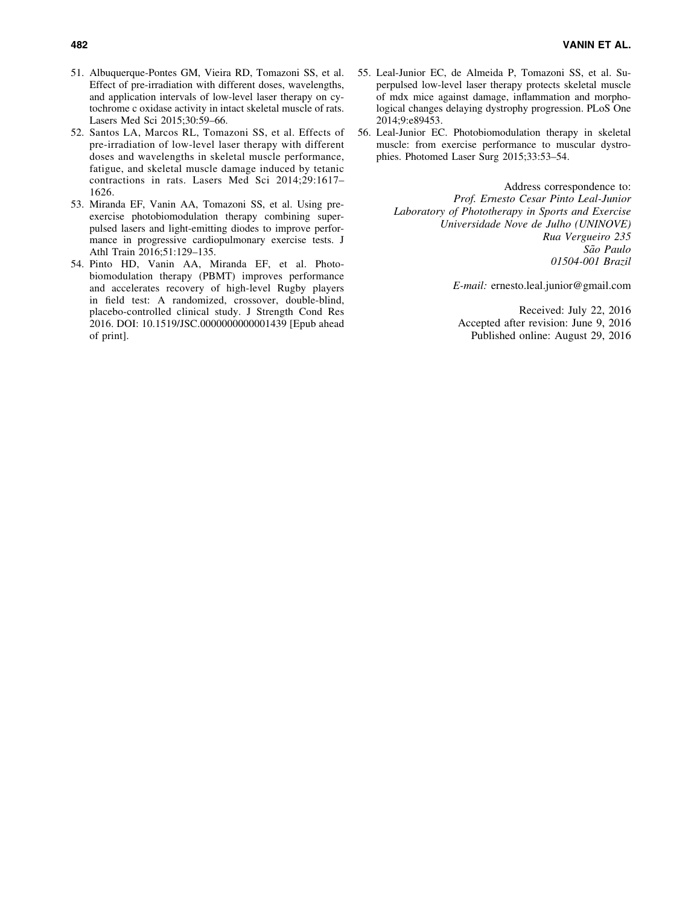51. Albuquerque-Pontes GM, Vieira RD, Tomazoni SS, et al. Effect of pre-irradiation with different doses, wavelengths, and application intervals of low-level laser therapy on cytochrome c oxidase activity in intact skeletal muscle of rats. Lasers Med Sci 2015;30:59–66.
52. Santos LA, Marcos RL, Tomazoni SS, et al. Effects of pre-irradiation of low-level laser therapy with different doses and wavelengths in skeletal muscle performance, fatigue, and skeletal muscle damage induced by tetanic contractions in rats. Lasers Med Sci 2014;29:1617–1626.
53. Miranda EF, Vanin AA, Tomazoni SS, et al. Using pre-exercise photobiomodulation therapy combining superpulsed lasers and light-emitting diodes to improve performance in progressive cardiopulmonary exercise tests. J Athl Train 2016;51:129–135.
54. Pinto HD, Vanin AA, Miranda EF, et al. Photobiomodulation therapy (PBMT) improves performance and accelerates recovery of high-level Rugby players in field test: A randomized, crossover, double-blind, placebo-controlled clinical study. J Strength Cond Res 2016. DOI: 10.1519/JSC.0000000000001439 [Epub ahead of print].
55. Leal-Junior EC, de Almeida P, Tomazoni SS, et al. Superpulsed low-level laser therapy protects skeletal muscle of mdx mice against damage, inflammation and morphological changes delaying dystrophy progression. PLoS One 2014;9:e89453.
56. Leal-Junior EC. Photobiomodulation therapy in skeletal muscle: from exercise performance to muscular dystrophies. Photomed Laser Surg 2015;33:53–54.

Address correspondence to:
*Prof. Ernesto Cesar Pinto Leal-Junior*
*Laboratory of Phototherapy in Sports and Exercise*
*Universidade Nove de Julho (UNINOVE)*
*Rua Vergueiro 235*
*São Paulo*
*01504-001 Brazil*

*E-mail:* ernesto.leal.junior@gmail.com

Received: July 22, 2016
Accepted after revision: June 9, 2016
Published online: August 29, 2016